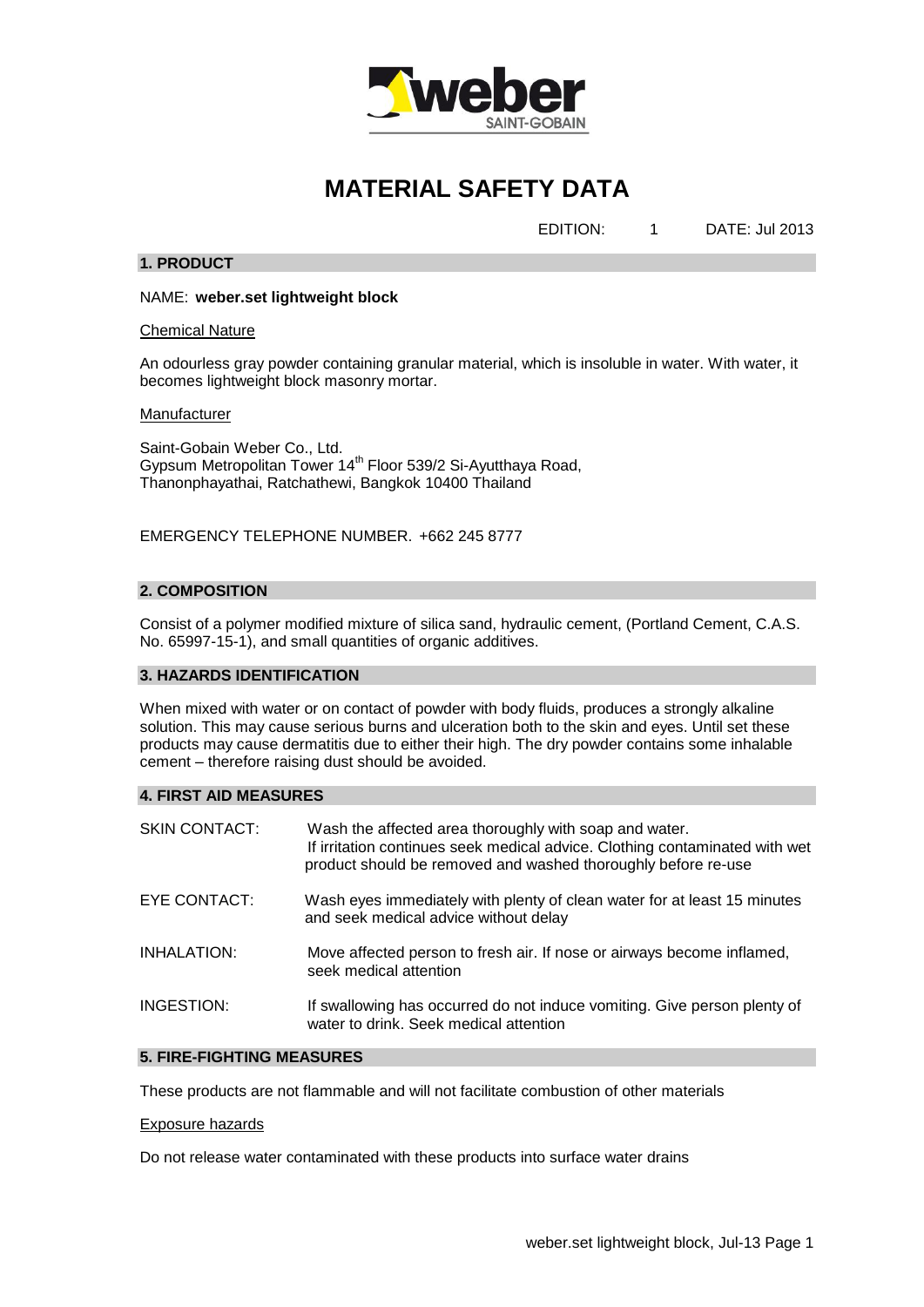# MATERIAL SAFETY DATA

EDITION: 1 DATE: Jul 2013

## 1. PRODUCT

NAME: **weber.set lightweight block**

Chemical Nature

An odourless gray powder containing granular material, which is insoluble in water. With water, it becomes lightweight block masonry mortar.

Manufacturer

Saint-Gobain Weber Co., Ltd.
Gypsum Metropolitan Tower 14th Floor 539/2 Si-Ayutthaya Road,
Thanonphayathai, Ratchathewi, Bangkok 10400 Thailand

EMERGENCY TELEPHONE NUMBER. +662 245 8777

## 2. COMPOSITION

Consist of a polymer modified mixture of silica sand, hydraulic cement, (Portland Cement, C.A.S. No. 65997-15-1), and small quantities of organic additives.

## 3. HAZARDS IDENTIFICATION

When mixed with water or on contact of powder with body fluids, produces a strongly alkaline solution. This may cause serious burns and ulceration both to the skin and eyes. Until set these products may cause dermatitis due to either their high. The dry powder contains some inhalable cement – therefore raising dust should be avoided.

## 4. FIRST AID MEASURES

SKIN CONTACT: Wash the affected area thoroughly with soap and water. If irritation continues seek medical advice. Clothing contaminated with wet product should be removed and washed thoroughly before re-use

EYE CONTACT: Wash eyes immediately with plenty of clean water for at least 15 minutes and seek medical advice without delay

INHALATION: Move affected person to fresh air. If nose or airways become inflamed, seek medical attention

INGESTION: If swallowing has occurred do not induce vomiting. Give person plenty of water to drink. Seek medical attention

## 5. FIRE-FIGHTING MEASURES

These products are not flammable and will not facilitate combustion of other materials

Exposure hazards

Do not release water contaminated with these products into surface water drains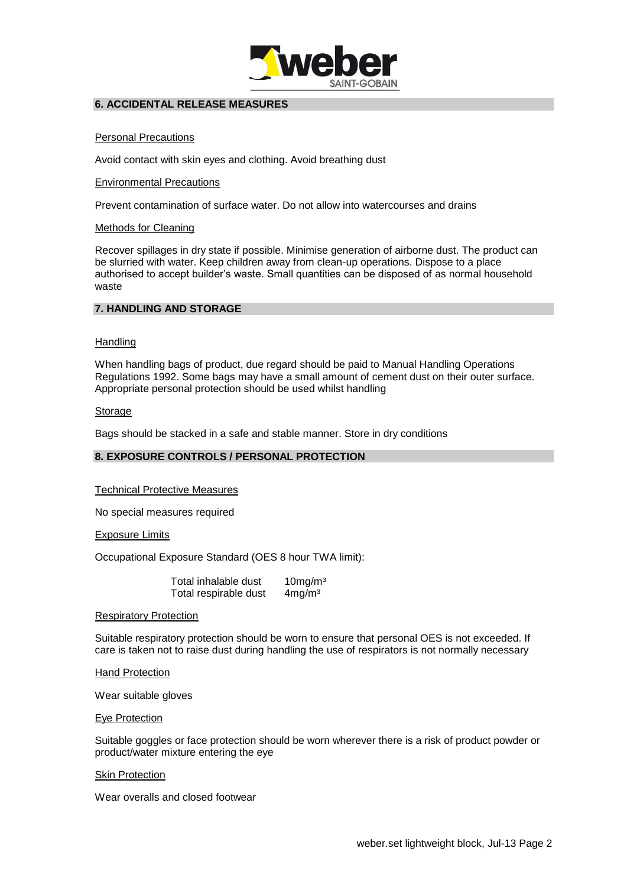## 6. ACCIDENTAL RELEASE MEASURES

Personal Precautions

Avoid contact with skin eyes and clothing. Avoid breathing dust

Environmental Precautions

Prevent contamination of surface water. Do not allow into watercourses and drains

Methods for Cleaning

Recover spillages in dry state if possible. Minimise generation of airborne dust. The product can be slurried with water. Keep children away from clean-up operations. Dispose to a place authorised to accept builder's waste. Small quantities can be disposed of as normal household waste

## 7. HANDLING AND STORAGE

Handling

When handling bags of product, due regard should be paid to Manual Handling Operations Regulations 1992. Some bags may have a small amount of cement dust on their outer surface. Appropriate personal protection should be used whilst handling

Storage

Bags should be stacked in a safe and stable manner. Store in dry conditions

## 8. EXPOSURE CONTROLS / PERSONAL PROTECTION

Technical Protective Measures

No special measures required

Exposure Limits

Occupational Exposure Standard (OES 8 hour TWA limit):

| | |
|---|---|
| Total inhalable dust | 10mg/m$^3$ |
| Total respirable dust | 4mg/m$^3$ |

Respiratory Protection

Suitable respiratory protection should be worn to ensure that personal OES is not exceeded. If care is taken not to raise dust during handling the use of respirators is not normally necessary

Hand Protection

Wear suitable gloves

Eye Protection

Suitable goggles or face protection should be worn wherever there is a risk of product powder or product/water mixture entering the eye

Skin Protection

Wear overalls and closed footwear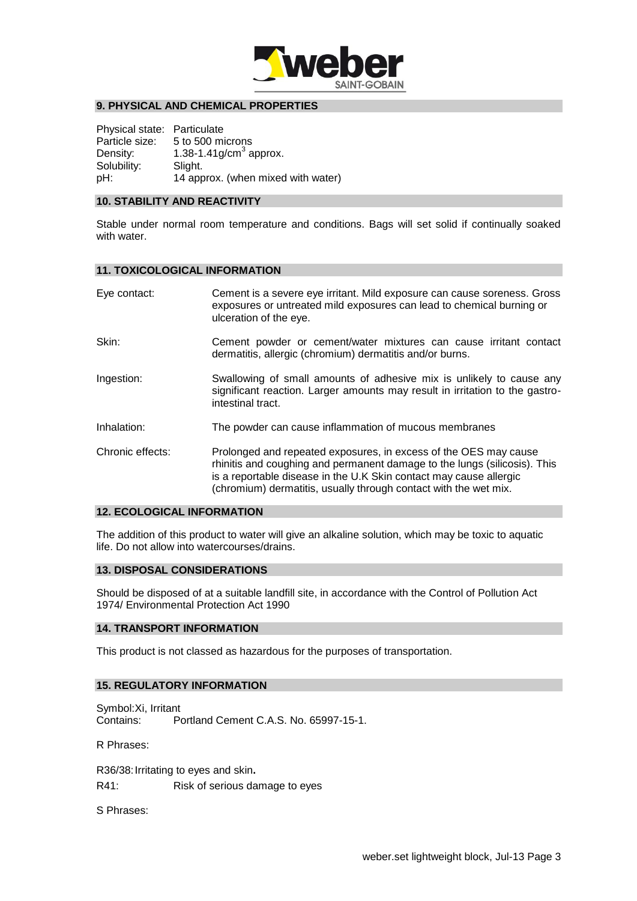## 9. PHYSICAL AND CHEMICAL PROPERTIES

Physical state: Particulate
Particle size: 5 to 500 microns
Density: 1.38-1.41g/cm$^3$ approx.
Solubility: Slight.
pH: 14 approx. (when mixed with water)

## 10. STABILITY AND REACTIVITY

Stable under normal room temperature and conditions. Bags will set solid if continually soaked with water.

## 11. TOXICOLOGICAL INFORMATION

Eye contact: Cement is a severe eye irritant. Mild exposure can cause soreness. Gross exposures or untreated mild exposures can lead to chemical burning or ulceration of the eye.

Skin: Cement powder or cement/water mixtures can cause irritant contact dermatitis, allergic (chromium) dermatitis and/or burns.

Ingestion: Swallowing of small amounts of adhesive mix is unlikely to cause any significant reaction. Larger amounts may result in irritation to the gastro-intestinal tract.

Inhalation: The powder can cause inflammation of mucous membranes

Chronic effects: Prolonged and repeated exposures, in excess of the OES may cause rhinitis and coughing and permanent damage to the lungs (silicosis). This is a reportable disease in the U.K Skin contact may cause allergic (chromium) dermatitis, usually through contact with the wet mix.

## 12. ECOLOGICAL INFORMATION

The addition of this product to water will give an alkaline solution, which may be toxic to aquatic life. Do not allow into watercourses/drains.

## 13. DISPOSAL CONSIDERATIONS

Should be disposed of at a suitable landfill site, in accordance with the Control of Pollution Act 1974/ Environmental Protection Act 1990

## 14. TRANSPORT INFORMATION

This product is not classed as hazardous for the purposes of transportation.

## 15. REGULATORY INFORMATION

Symbol:Xi, Irritant
Contains: Portland Cement C.A.S. No. 65997-15-1.

R Phrases:

R36/38: Irritating to eyes and skin**.**
R41: Risk of serious damage to eyes

S Phrases: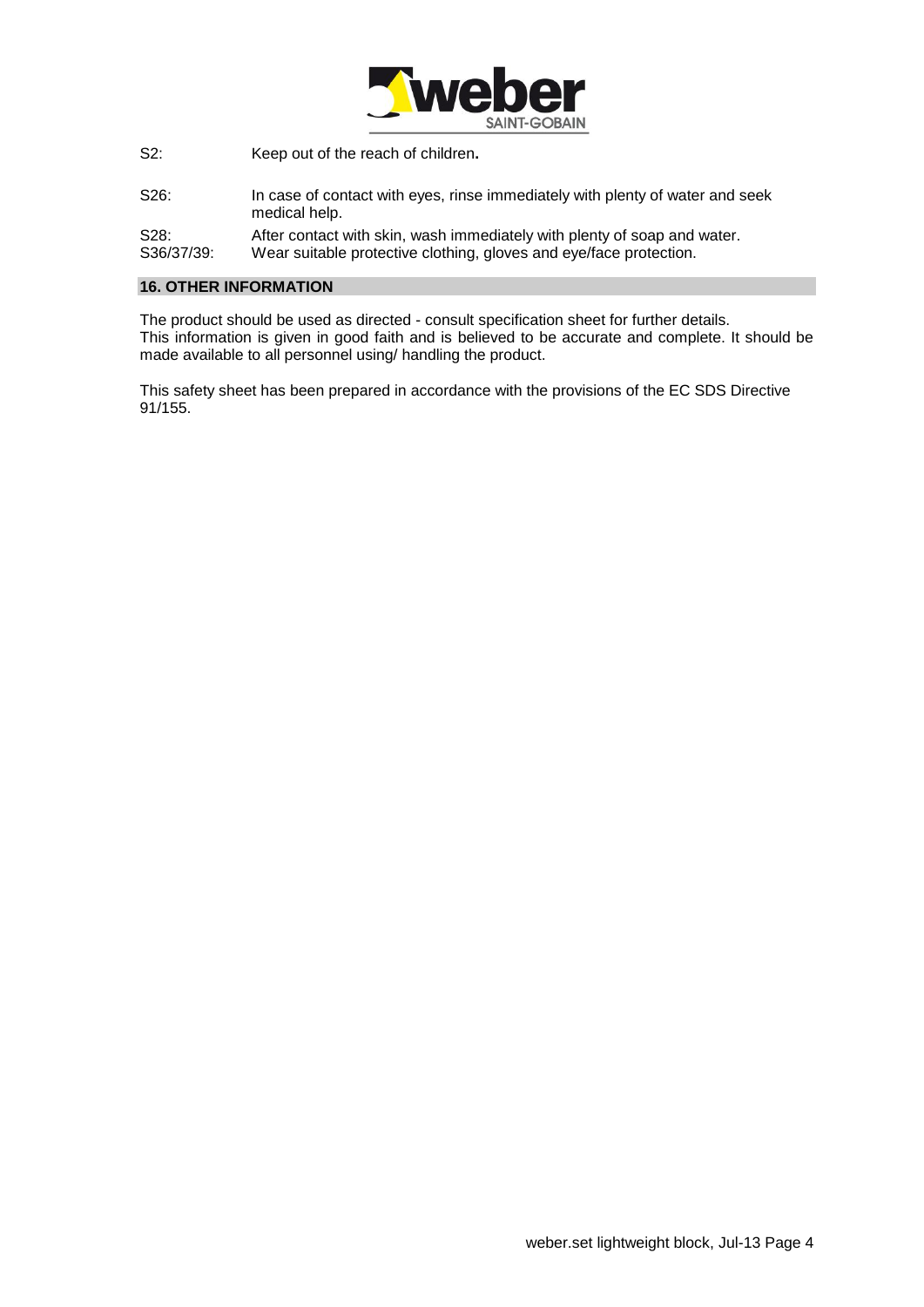S2: Keep out of the reach of children**.**

S26: In case of contact with eyes, rinse immediately with plenty of water and seek medical help.

S28: After contact with skin, wash immediately with plenty of soap and water.
S36/37/39: Wear suitable protective clothing, gloves and eye/face protection.

## 16. OTHER INFORMATION

The product should be used as directed - consult specification sheet for further details.
This information is given in good faith and is believed to be accurate and complete. It should be made available to all personnel using/ handling the product.

This safety sheet has been prepared in accordance with the provisions of the EC SDS Directive 91/155.